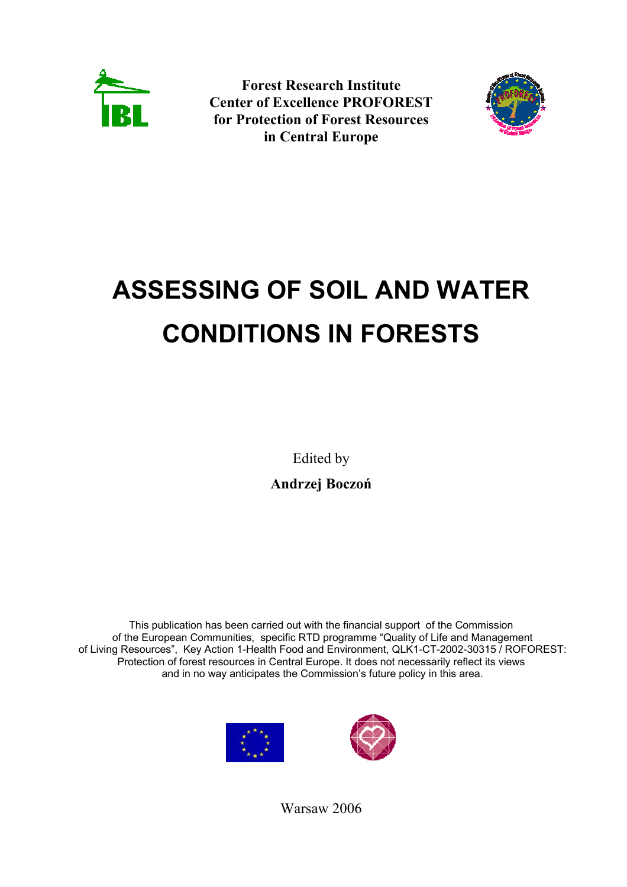**Forest Research Institute**
**Center of Excellence PROFOREST**
**for Protection of Forest Resources**
**in Central Europe**

# ASSESSING OF SOIL AND WATER CONDITIONS IN FORESTS

Edited by

**Andrzej Boczoń**

This publication has been carried out with the financial support of the Commission of the European Communities, specific RTD programme "Quality of Life and Management of Living Resources", Key Action 1-Health Food and Environment, QLK1-CT-2002-30315 / ROFOREST: Protection of forest resources in Central Europe. It does not necessarily reflect its views and in no way anticipates the Commission's future policy in this area.

Warsaw 2006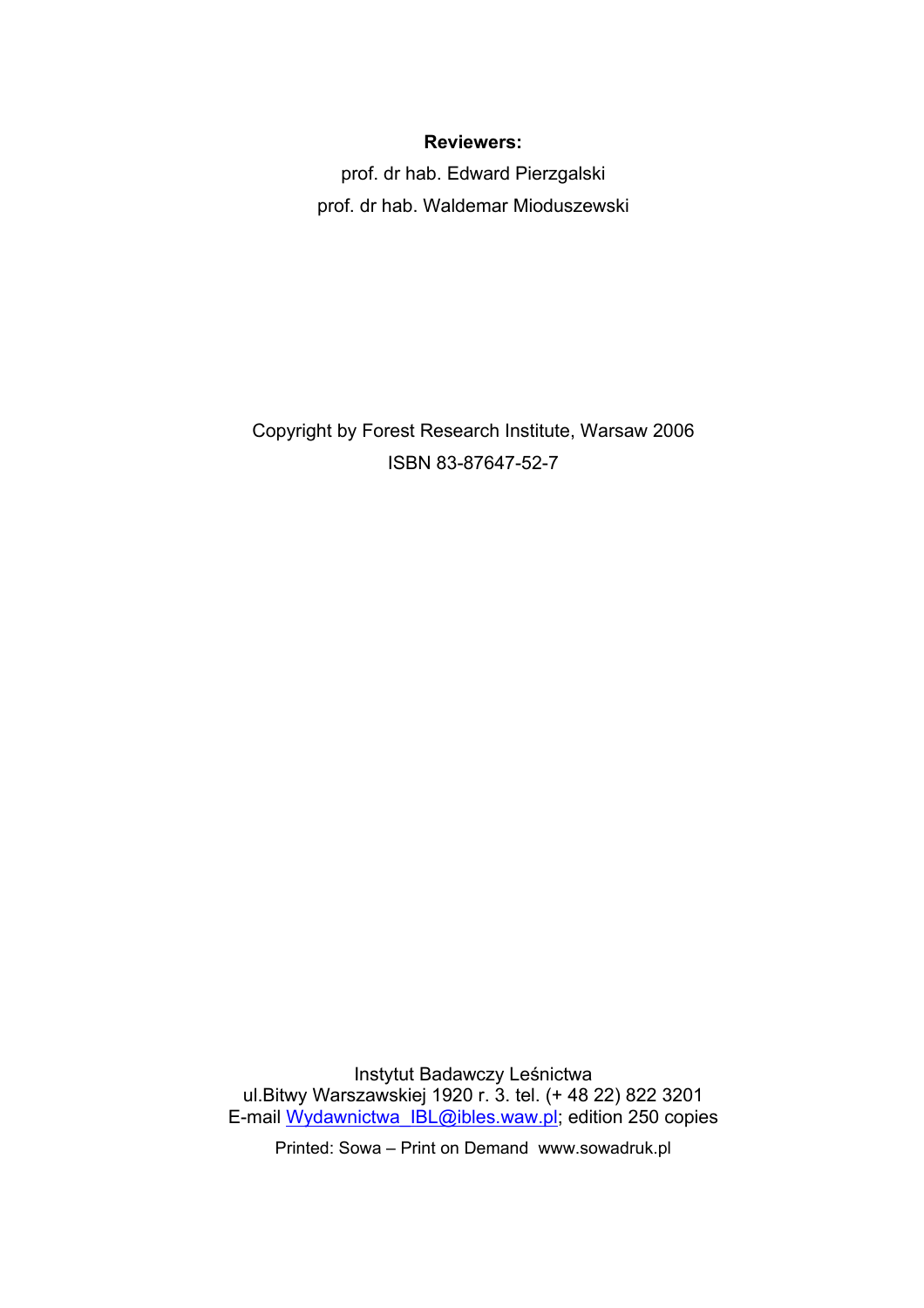**Reviewers:**

prof. dr hab. Edward Pierzgalski

prof. dr hab. Waldemar Mioduszewski

Copyright by Forest Research Institute, Warsaw 2006

ISBN 83-87647-52-7

Instytut Badawczy Leśnictwa
ul.Bitwy Warszawskiej 1920 r. 3. tel. (+ 48 22) 822 3201
E-mail Wydawnictwa_IBL@ibles.waw.pl; edition 250 copies

Printed: Sowa – Print on Demand www.sowadruk.pl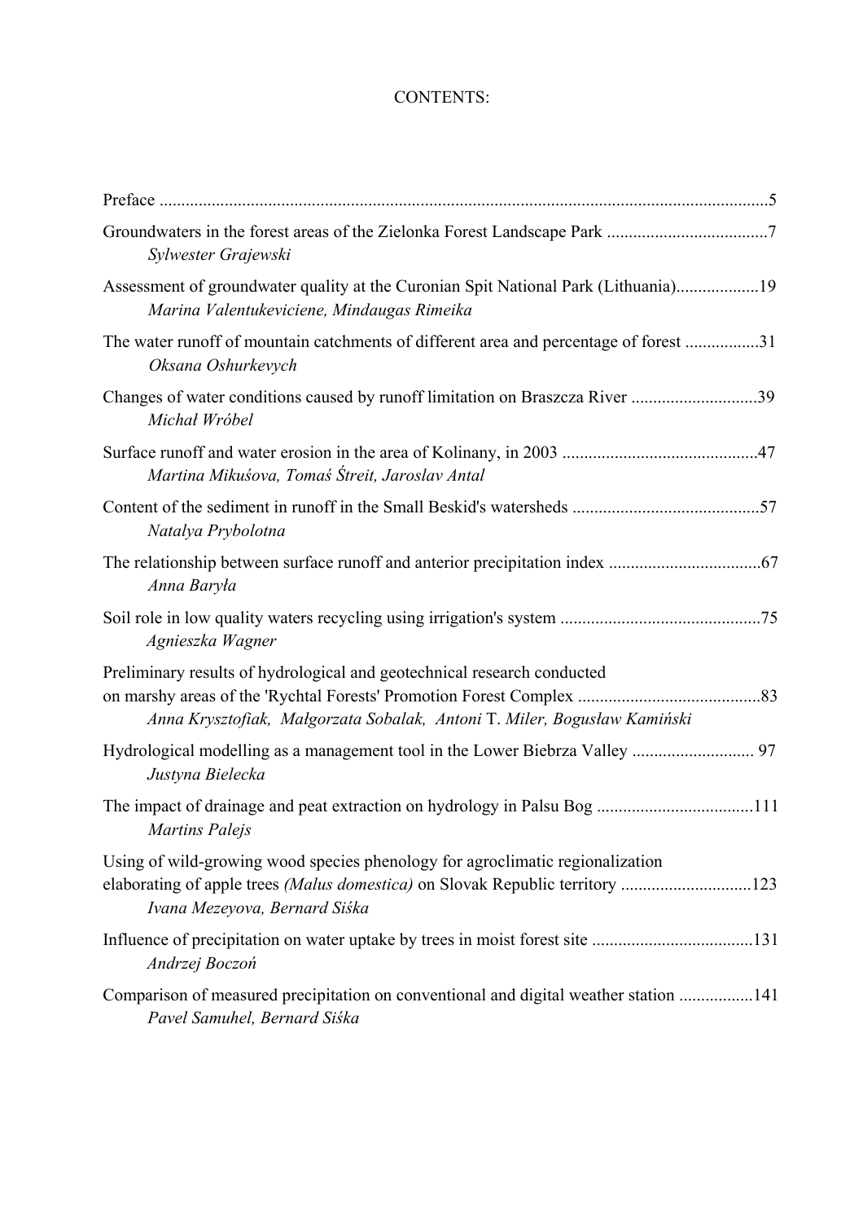# CONTENTS:

Preface ..........................................................................................................................................5

Groundwaters in the forest areas of the Zielonka Forest Landscape Park ....................................7
*Sylwester Grajewski*

Assessment of groundwater quality at the Curonian Spit National Park (Lithuania)..................19
*Marina Valentukeviciene, Mindaugas Rimeika*

The water runoff of mountain catchments of different area and percentage of forest ................31
*Oksana Oshurkevych*

Changes of water conditions caused by runoff limitation on Braszcza River ............................39
*Michał Wróbel*

Surface runoff and water erosion in the area of Kolinany, in 2003 ............................................47
*Martina Mikuśova, Tomaś Ŝtreit, Jaroslav Antal*

Content of the sediment in runoff in the Small Beskid's watersheds ..........................................57
*Natalya Prybolotna*

The relationship between surface runoff and anterior precipitation index ..................................67
*Anna Baryła*

Soil role in low quality waters recycling using irrigation's system .............................................75
*Agnieszka Wagner*

Preliminary results of hydrological and geotechnical research conducted on marshy areas of the 'Rychtal Forests' Promotion Forest Complex ..........................................83
*Anna Krysztofiak, Małgorzata Sobalak, Antoni T. Miler, Bogusław Kamiński*

Hydrological modelling as a management tool in the Lower Biebrza Valley ............................ 97
*Justyna Bielecka*

The impact of drainage and peat extraction on hydrology in Palsu Bog ...................................111
*Martins Palejs*

Using of wild-growing wood species phenology for agroclimatic regionalization elaborating of apple trees *(Malus domestica)* on Slovak Republic territory .............................123
*Ivana Mezeyova, Bernard Siśka*

Influence of precipitation on water uptake by trees in moist forest site ....................................131
*Andrzej Boczoń*

Comparison of measured precipitation on conventional and digital weather station .................141
*Pavel Samuhel, Bernard Siśka*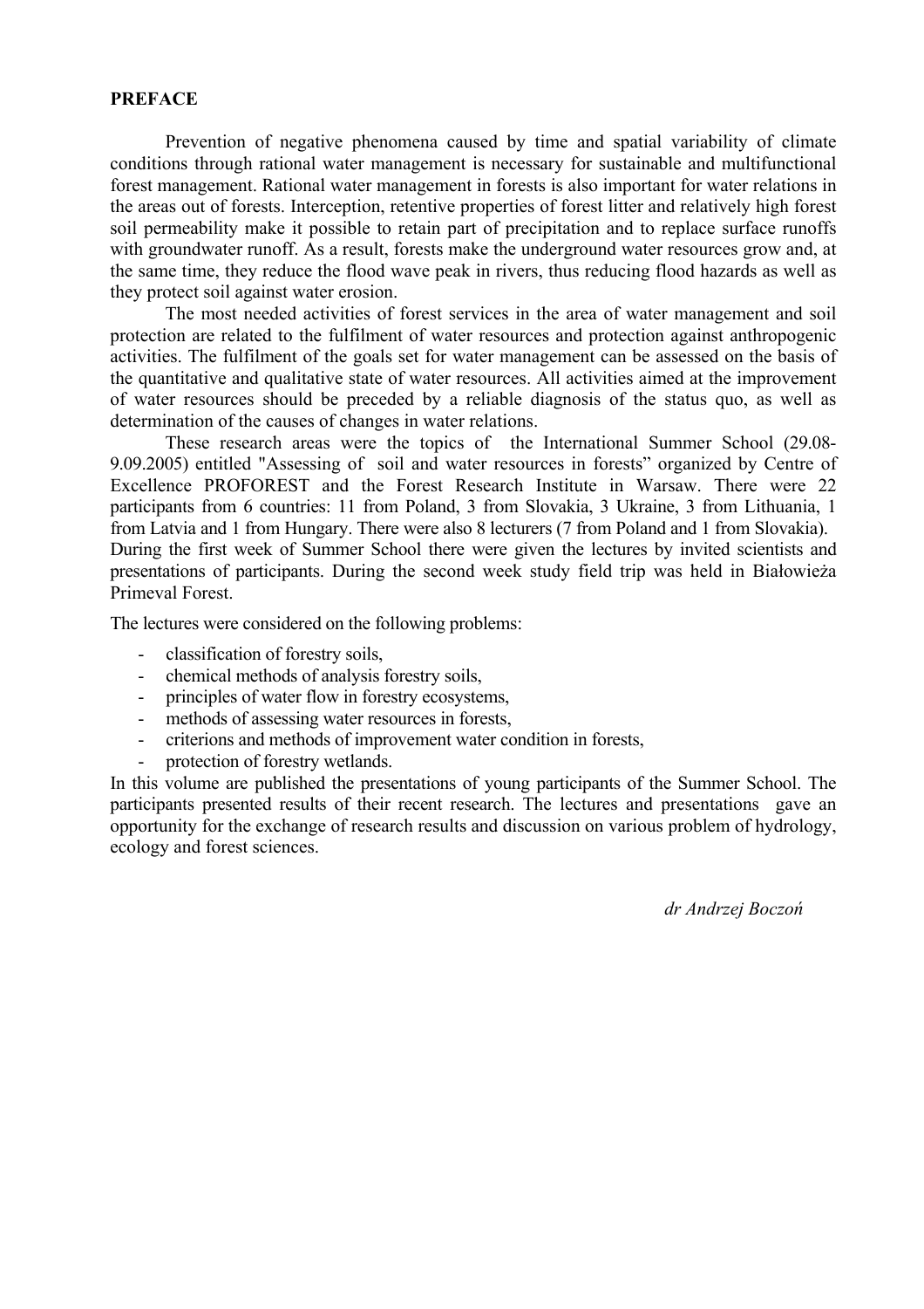**PREFACE**

Prevention of negative phenomena caused by time and spatial variability of climate conditions through rational water management is necessary for sustainable and multifunctional forest management. Rational water management in forests is also important for water relations in the areas out of forests. Interception, retentive properties of forest litter and relatively high forest soil permeability make it possible to retain part of precipitation and to replace surface runoffs with groundwater runoff. As a result, forests make the underground water resources grow and, at the same time, they reduce the flood wave peak in rivers, thus reducing flood hazards as well as they protect soil against water erosion.

The most needed activities of forest services in the area of water management and soil protection are related to the fulfilment of water resources and protection against anthropogenic activities. The fulfilment of the goals set for water management can be assessed on the basis of the quantitative and qualitative state of water resources. All activities aimed at the improvement of water resources should be preceded by a reliable diagnosis of the status quo, as well as determination of the causes of changes in water relations.

These research areas were the topics of the International Summer School (29.08-9.09.2005) entitled "Assessing of soil and water resources in forests" organized by Centre of Excellence PROFOREST and the Forest Research Institute in Warsaw. There were 22 participants from 6 countries: 11 from Poland, 3 from Slovakia, 3 Ukraine, 3 from Lithuania, 1 from Latvia and 1 from Hungary. There were also 8 lecturers (7 from Poland and 1 from Slovakia). During the first week of Summer School there were given the lectures by invited scientists and presentations of participants. During the second week study field trip was held in Białowieża Primeval Forest.

The lectures were considered on the following problems:

- classification of forestry soils,
- chemical methods of analysis forestry soils,
- principles of water flow in forestry ecosystems,
- methods of assessing water resources in forests,
- criterions and methods of improvement water condition in forests,
- protection of forestry wetlands.

In this volume are published the presentations of young participants of the Summer School. The participants presented results of their recent research. The lectures and presentations gave an opportunity for the exchange of research results and discussion on various problem of hydrology, ecology and forest sciences.

*dr Andrzej Boczoń*